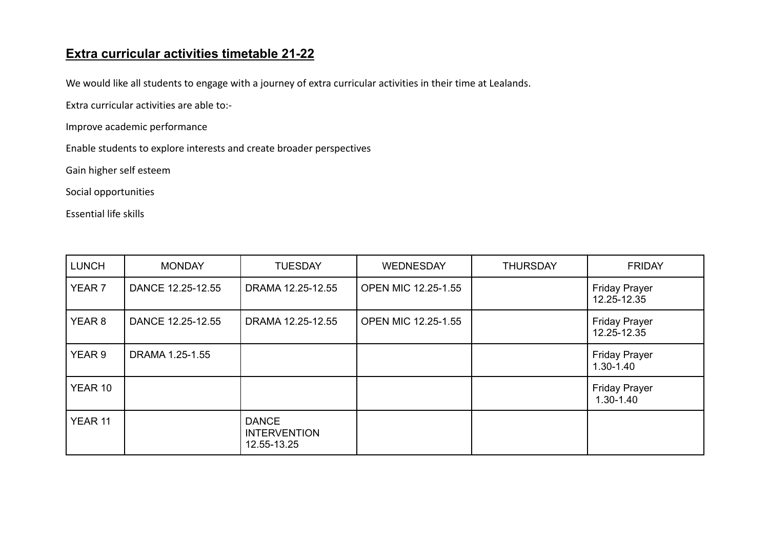# Extra curricular activities timetable 21-22

We would like all students to engage with a journey of extra curricular activities in their time at Lealands.

Extra curricular activities are able to:-

Improve academic performance

Enable students to explore interests and create broader perspectives

Gain higher self esteem

Social opportunities

Essential life skills

| LUNCH | MONDAY | TUESDAY | WEDNESDAY | THURSDAY | FRIDAY |
|---|---|---|---|---|---|
| YEAR 7 | DANCE 12.25-12.55 | DRAMA 12.25-12.55 | OPEN MIC 12.25-1.55 | | Friday Prayer 12.25-12.35 |
| YEAR 8 | DANCE 12.25-12.55 | DRAMA 12.25-12.55 | OPEN MIC 12.25-1.55 | | Friday Prayer 12.25-12.35 |
| YEAR 9 | DRAMA 1.25-1.55 | | | | Friday Prayer 1.30-1.40 |
| YEAR 10 | | | | | Friday Prayer 1.30-1.40 |
| YEAR 11 | | DANCE INTERVENTION 12.55-13.25 | | | |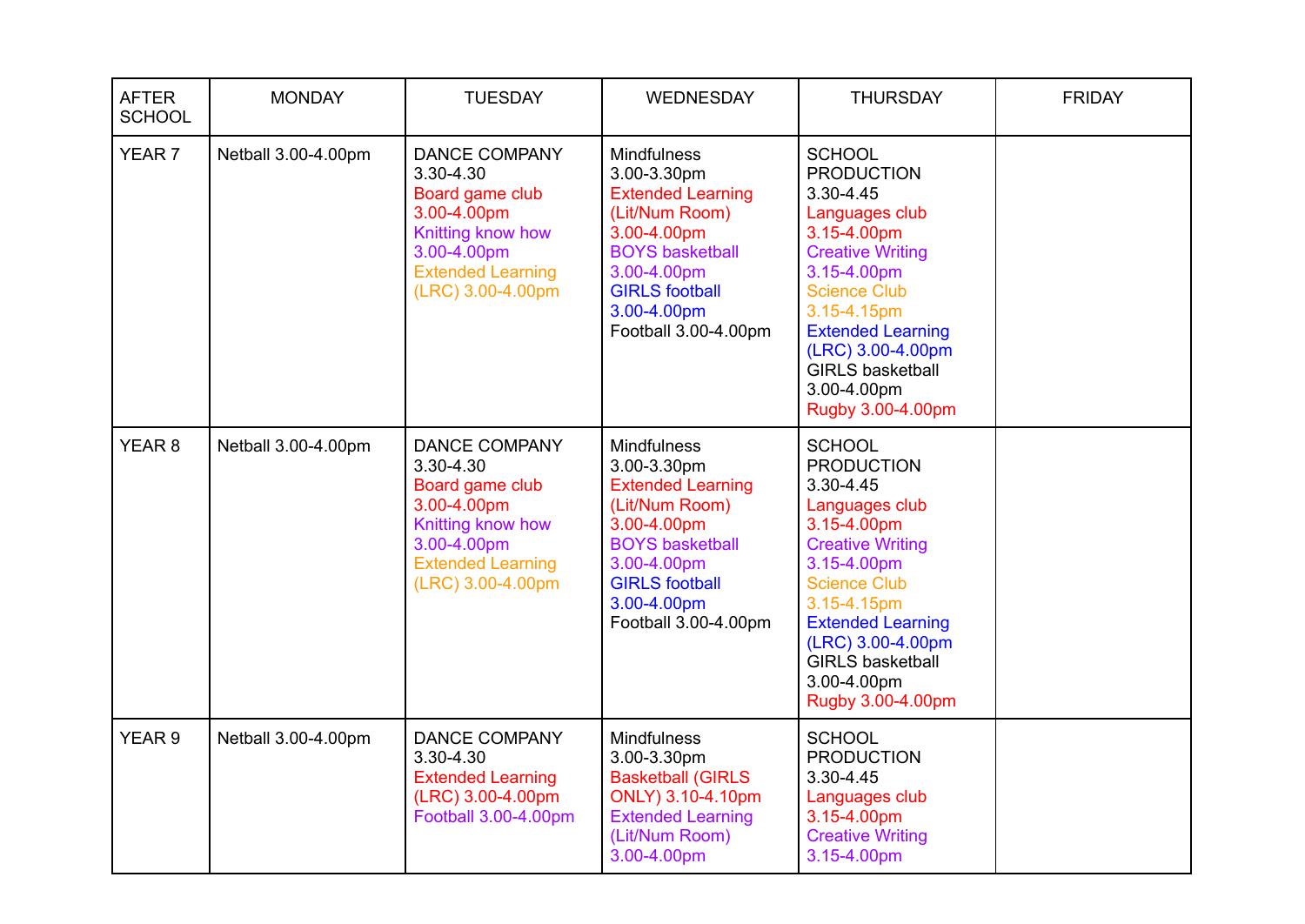| AFTER SCHOOL | MONDAY | TUESDAY | WEDNESDAY | THURSDAY | FRIDAY |
|---|---|---|---|---|---|
| YEAR 7 | Netball 3.00-4.00pm | DANCE COMPANY 3.30-4.30<br>Board game club 3.00-4.00pm<br>Knitting know how 3.00-4.00pm<br>Extended Learning (LRC) 3.00-4.00pm | Mindfulness 3.00-3.30pm<br>Extended Learning (Lit/Num Room) 3.00-4.00pm<br>BOYS basketball 3.00-4.00pm<br>GIRLS football 3.00-4.00pm<br>Football 3.00-4.00pm | SCHOOL PRODUCTION 3.30-4.45<br>Languages club 3.15-4.00pm<br>Creative Writing 3.15-4.00pm<br>Science Club 3.15-4.15pm<br>Extended Learning (LRC) 3.00-4.00pm<br>GIRLS basketball 3.00-4.00pm<br>Rugby 3.00-4.00pm | |
| YEAR 8 | Netball 3.00-4.00pm | DANCE COMPANY 3.30-4.30<br>Board game club 3.00-4.00pm<br>Knitting know how 3.00-4.00pm<br>Extended Learning (LRC) 3.00-4.00pm | Mindfulness 3.00-3.30pm<br>Extended Learning (Lit/Num Room) 3.00-4.00pm<br>BOYS basketball 3.00-4.00pm<br>GIRLS football 3.00-4.00pm<br>Football 3.00-4.00pm | SCHOOL PRODUCTION 3.30-4.45<br>Languages club 3.15-4.00pm<br>Creative Writing 3.15-4.00pm<br>Science Club 3.15-4.15pm<br>Extended Learning (LRC) 3.00-4.00pm<br>GIRLS basketball 3.00-4.00pm<br>Rugby 3.00-4.00pm | |
| YEAR 9 | Netball 3.00-4.00pm | DANCE COMPANY 3.30-4.30<br>Extended Learning (LRC) 3.00-4.00pm<br>Football 3.00-4.00pm | Mindfulness 3.00-3.30pm<br>Basketball (GIRLS ONLY) 3.10-4.10pm<br>Extended Learning (Lit/Num Room) 3.00-4.00pm | SCHOOL PRODUCTION 3.30-4.45<br>Languages club 3.15-4.00pm<br>Creative Writing 3.15-4.00pm | |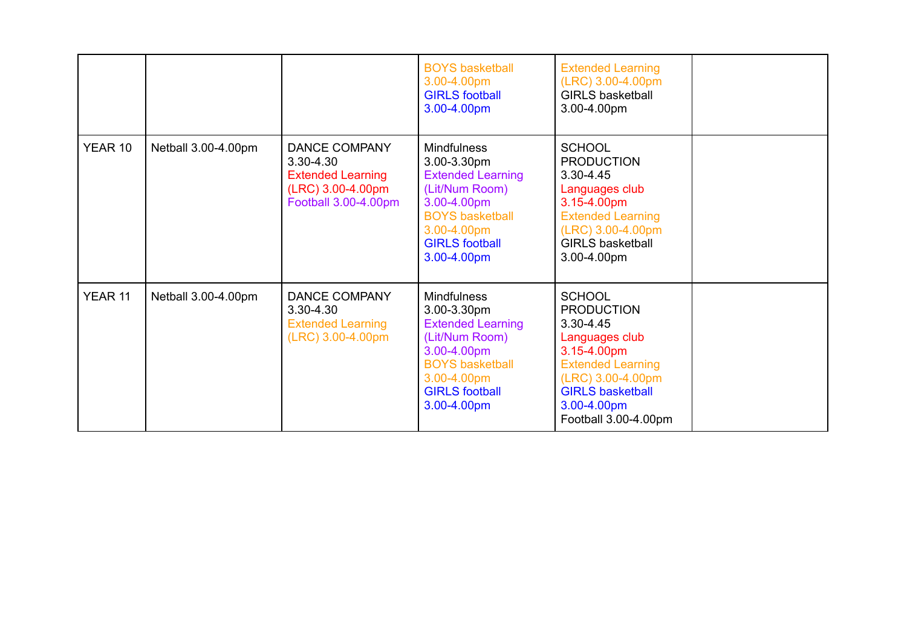| | | | | | |
|---|---|---|---|---|---|
| | | | BOYS basketball 3.00-4.00pm GIRLS football 3.00-4.00pm | Extended Learning (LRC) 3.00-4.00pm GIRLS basketball 3.00-4.00pm | |
| YEAR 10 | Netball 3.00-4.00pm | DANCE COMPANY 3.30-4.30 Extended Learning (LRC) 3.00-4.00pm Football 3.00-4.00pm | Mindfulness 3.00-3.30pm Extended Learning (Lit/Num Room) 3.00-4.00pm BOYS basketball 3.00-4.00pm GIRLS football 3.00-4.00pm | SCHOOL PRODUCTION 3.30-4.45 Languages club 3.15-4.00pm Extended Learning (LRC) 3.00-4.00pm GIRLS basketball 3.00-4.00pm | |
| YEAR 11 | Netball 3.00-4.00pm | DANCE COMPANY 3.30-4.30 Extended Learning (LRC) 3.00-4.00pm | Mindfulness 3.00-3.30pm Extended Learning (Lit/Num Room) 3.00-4.00pm BOYS basketball 3.00-4.00pm GIRLS football 3.00-4.00pm | SCHOOL PRODUCTION 3.30-4.45 Languages club 3.15-4.00pm Extended Learning (LRC) 3.00-4.00pm GIRLS basketball 3.00-4.00pm Football 3.00-4.00pm | |